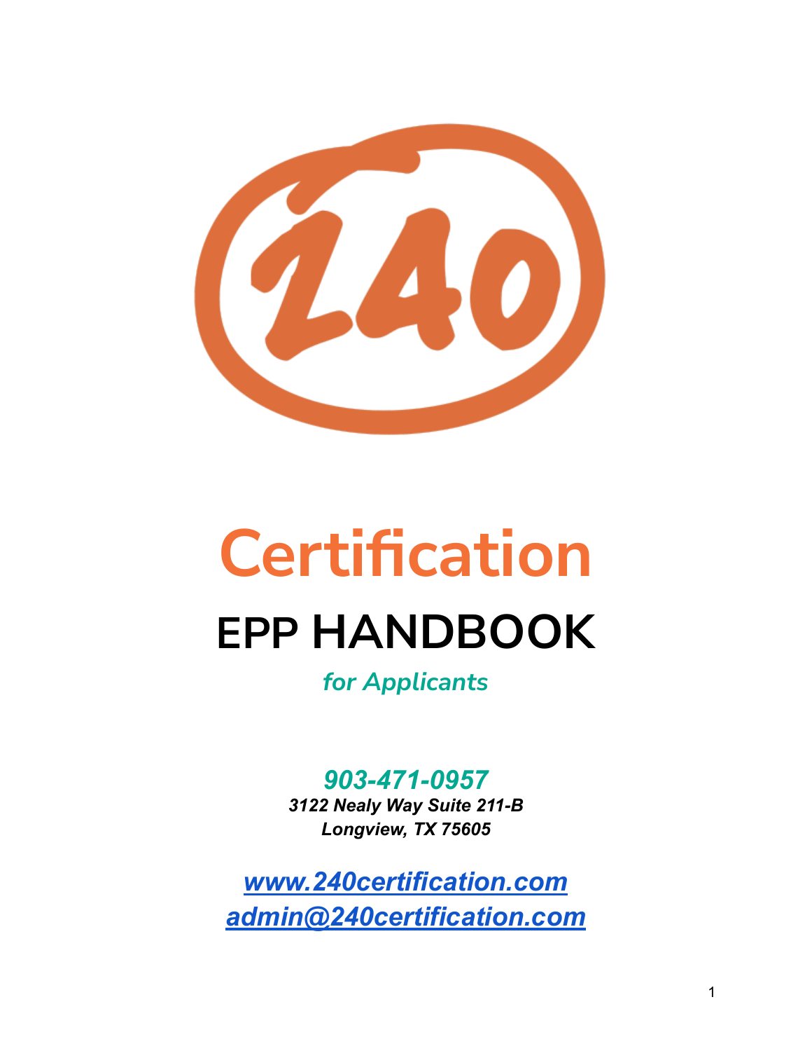240

# Certification

## EPP HANDBOOK

***for Applicants***

***903-471-0957***

***3122 Nealy Way Suite 211-B***
***Longview, TX 75605***

***[www.240certification.com](http://www.240certification.com)***
***[admin@240certification.com](mailto:admin@240certification.com)***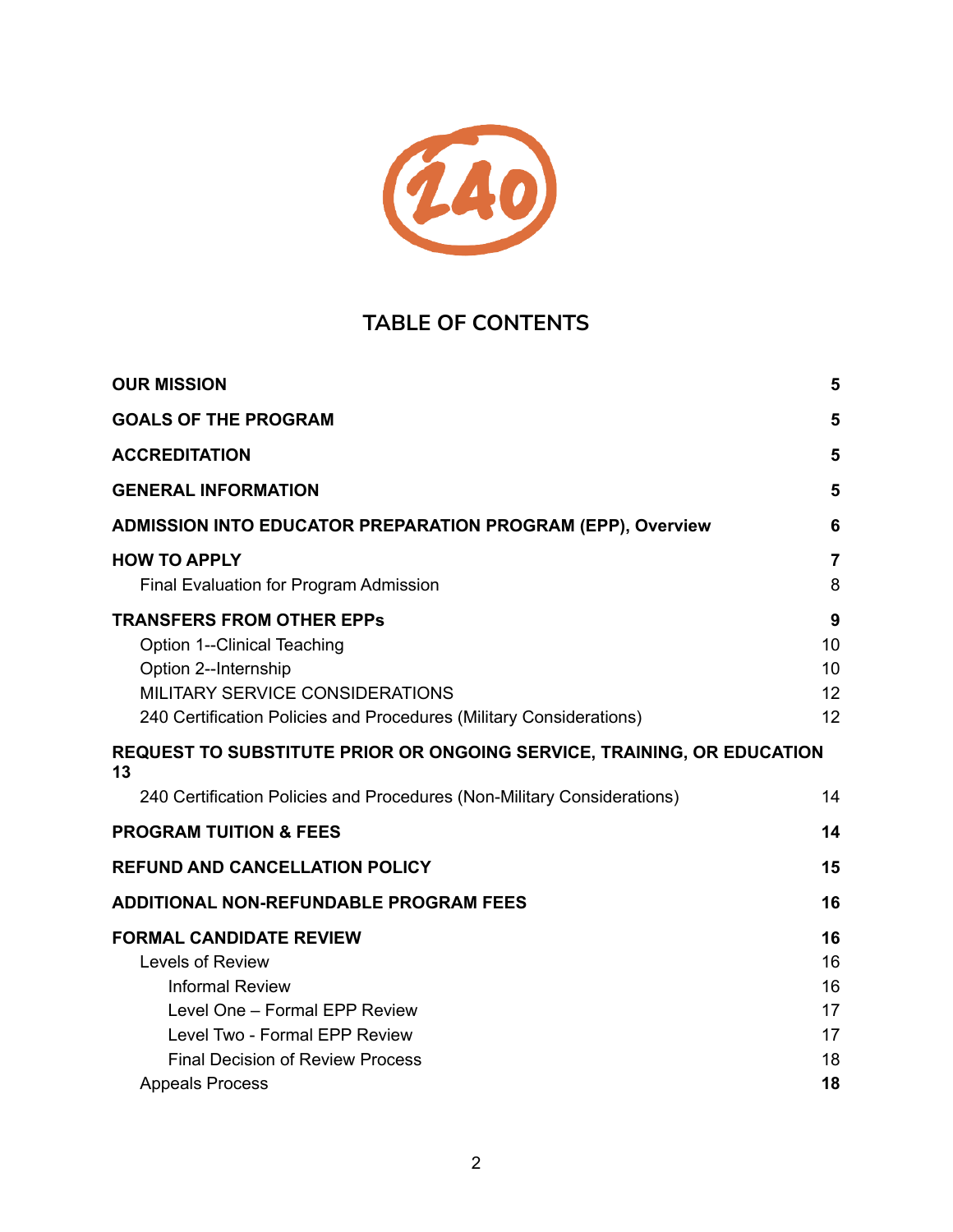# TABLE OF CONTENTS

**OUR MISSION** 5

**GOALS OF THE PROGRAM** 5

**ACCREDITATION** 5

**GENERAL INFORMATION** 5

**ADMISSION INTO EDUCATOR PREPARATION PROGRAM (EPP), Overview** 6

**HOW TO APPLY** 7
- Final Evaluation for Program Admission 8

**TRANSFERS FROM OTHER EPPs** 9
- Option 1--Clinical Teaching 10
- Option 2--Internship 10
- MILITARY SERVICE CONSIDERATIONS 12
- 240 Certification Policies and Procedures (Military Considerations) 12

**REQUEST TO SUBSTITUTE PRIOR OR ONGOING SERVICE, TRAINING, OR EDUCATION 13**
- 240 Certification Policies and Procedures (Non-Military Considerations) 14

**PROGRAM TUITION & FEES** 14

**REFUND AND CANCELLATION POLICY** 15

**ADDITIONAL NON-REFUNDABLE PROGRAM FEES** 16

**FORMAL CANDIDATE REVIEW** 16
- Levels of Review 16
  - Informal Review 16
  - Level One – Formal EPP Review 17
  - Level Two - Formal EPP Review 17
  - Final Decision of Review Process 18
- Appeals Process 18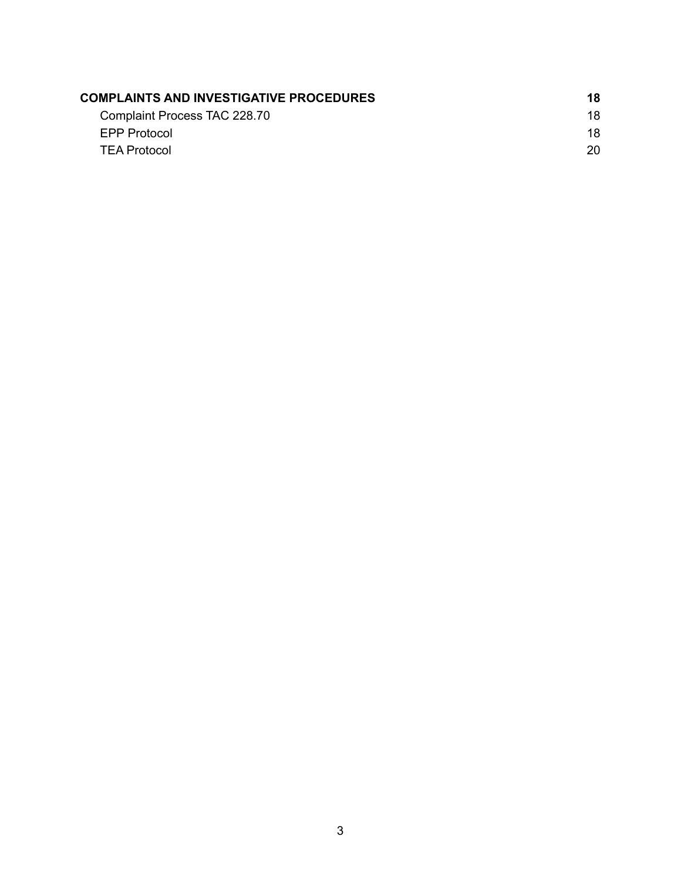**COMPLAINTS AND INVESTIGATIVE PROCEDURES** **18**

- Complaint Process TAC 228.70 18
- EPP Protocol 18
- TEA Protocol 20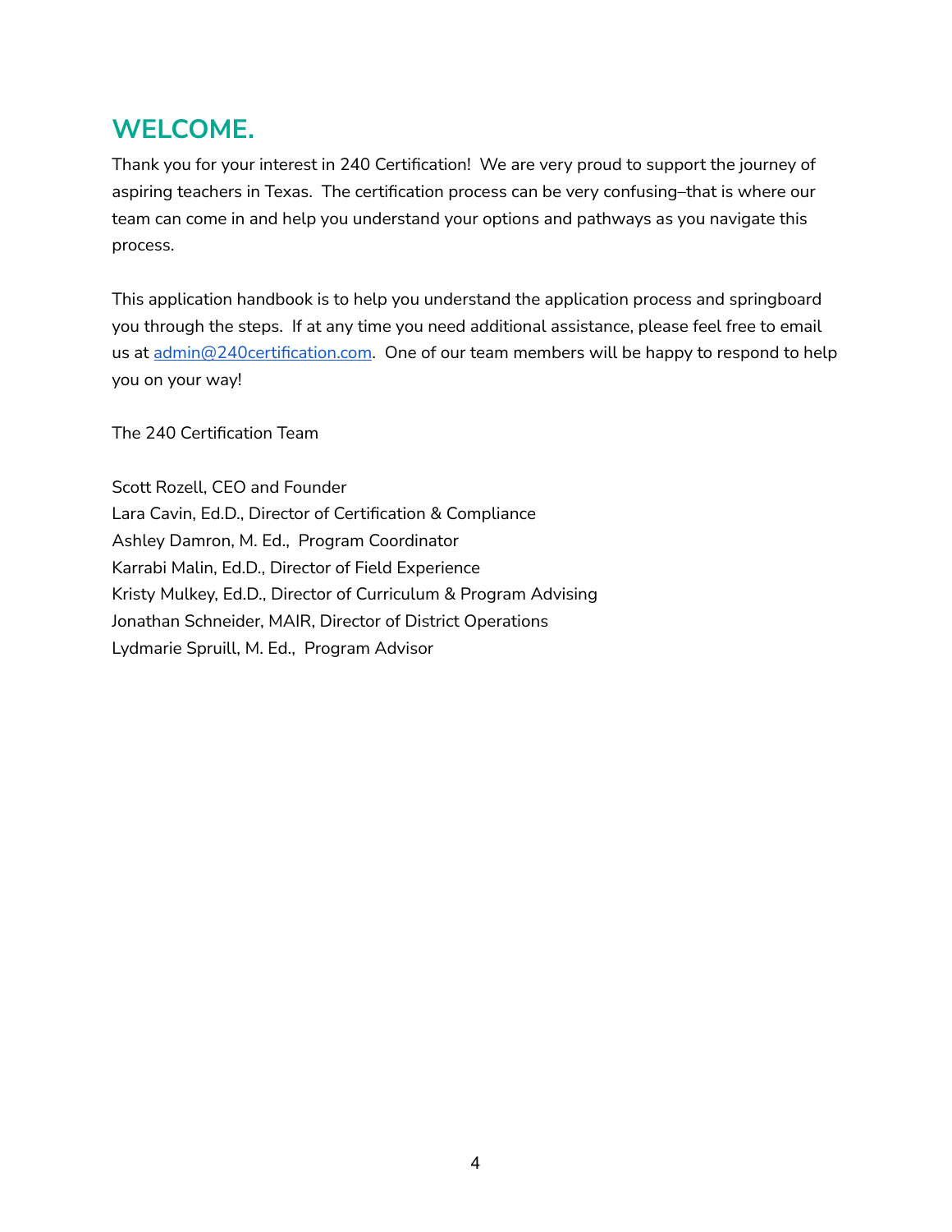# WELCOME.

Thank you for your interest in 240 Certification! We are very proud to support the journey of aspiring teachers in Texas. The certification process can be very confusing–that is where our team can come in and help you understand your options and pathways as you navigate this process.

This application handbook is to help you understand the application process and springboard you through the steps. If at any time you need additional assistance, please feel free to email us at [admin@240certification.com](mailto:admin@240certification.com). One of our team members will be happy to respond to help you on your way!

The 240 Certification Team

Scott Rozell, CEO and Founder
Lara Cavin, Ed.D., Director of Certification & Compliance
Ashley Damron, M. Ed., Program Coordinator
Karrabi Malin, Ed.D., Director of Field Experience
Kristy Mulkey, Ed.D., Director of Curriculum & Program Advising
Jonathan Schneider, MAIR, Director of District Operations
Lydmarie Spruill, M. Ed., Program Advisor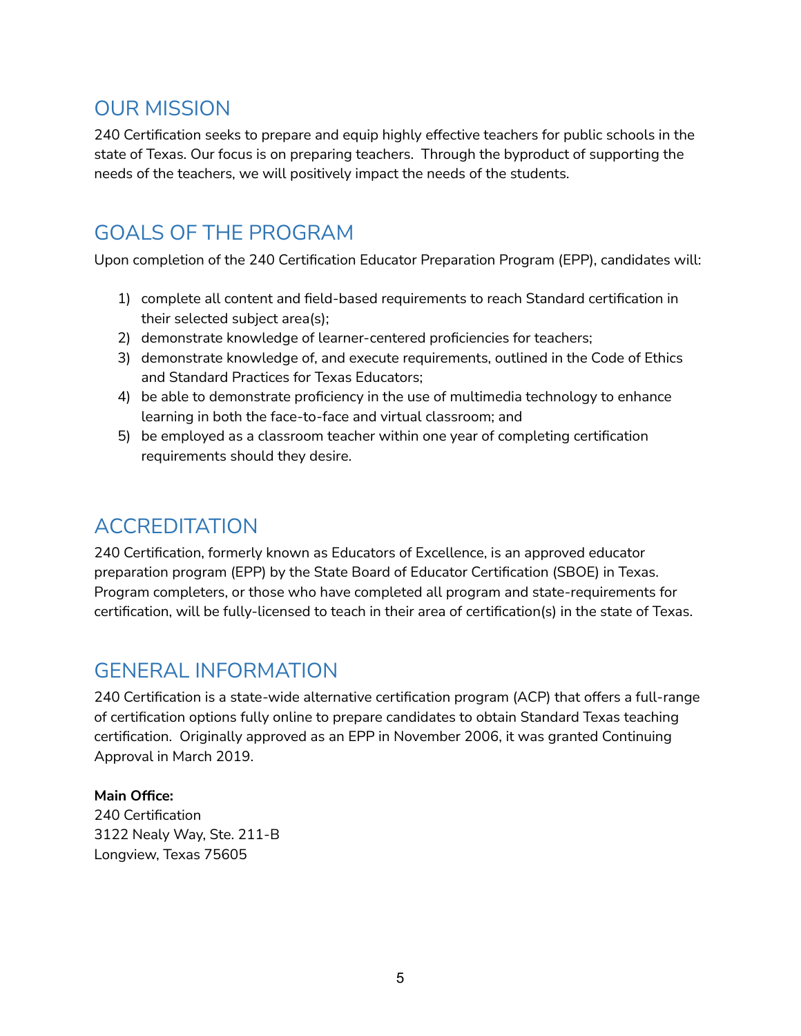## OUR MISSION

240 Certification seeks to prepare and equip highly effective teachers for public schools in the state of Texas. Our focus is on preparing teachers. Through the byproduct of supporting the needs of the teachers, we will positively impact the needs of the students.

## GOALS OF THE PROGRAM

Upon completion of the 240 Certification Educator Preparation Program (EPP), candidates will:

1) complete all content and field-based requirements to reach Standard certification in their selected subject area(s);
2) demonstrate knowledge of learner-centered proficiencies for teachers;
3) demonstrate knowledge of, and execute requirements, outlined in the Code of Ethics and Standard Practices for Texas Educators;
4) be able to demonstrate proficiency in the use of multimedia technology to enhance learning in both the face-to-face and virtual classroom; and
5) be employed as a classroom teacher within one year of completing certification requirements should they desire.

## ACCREDITATION

240 Certification, formerly known as Educators of Excellence, is an approved educator preparation program (EPP) by the State Board of Educator Certification (SBOE) in Texas. Program completers, or those who have completed all program and state-requirements for certification, will be fully-licensed to teach in their area of certification(s) in the state of Texas.

## GENERAL INFORMATION

240 Certification is a state-wide alternative certification program (ACP) that offers a full-range of certification options fully online to prepare candidates to obtain Standard Texas teaching certification. Originally approved as an EPP in November 2006, it was granted Continuing Approval in March 2019.

**Main Office:**
240 Certification
3122 Nealy Way, Ste. 211-B
Longview, Texas 75605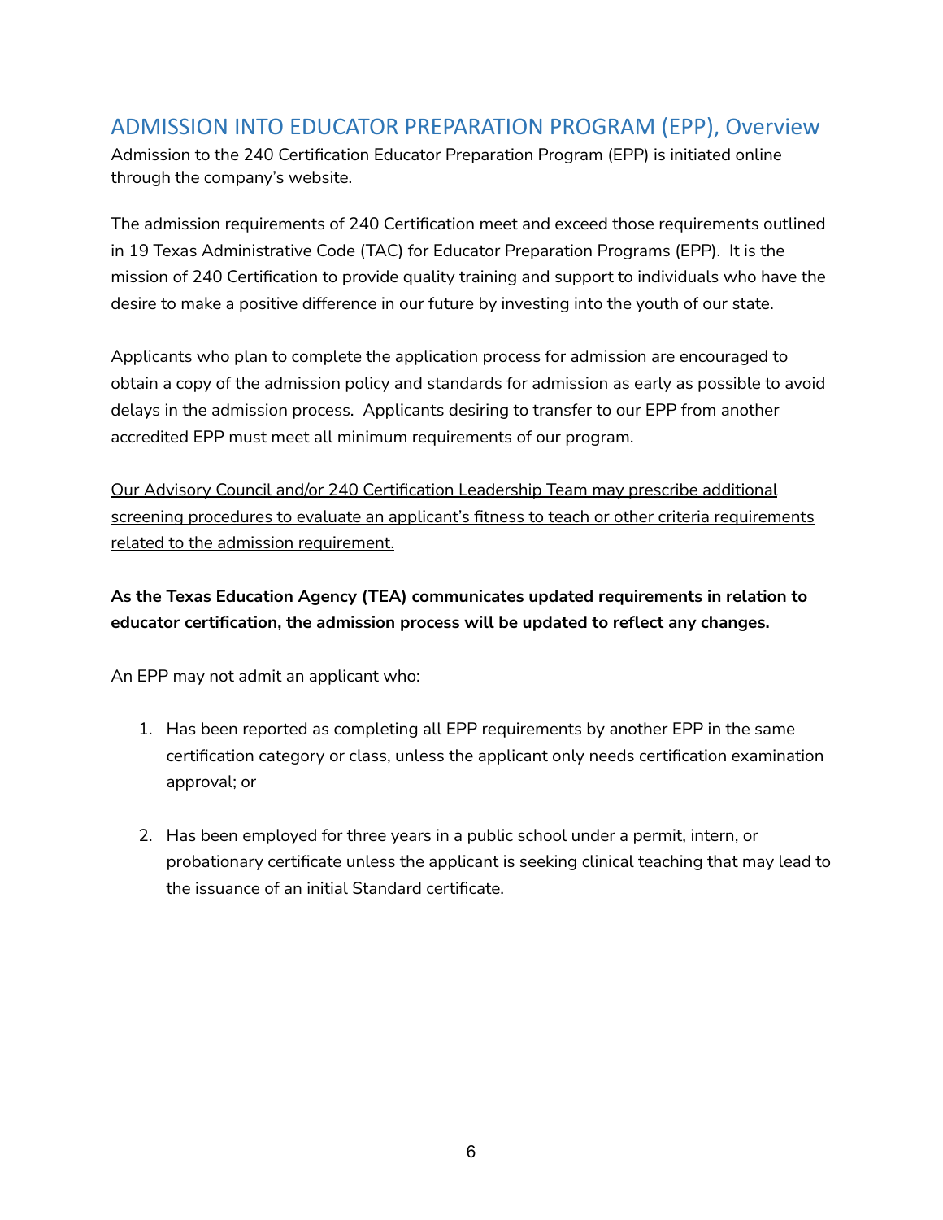## ADMISSION INTO EDUCATOR PREPARATION PROGRAM (EPP), Overview

Admission to the 240 Certification Educator Preparation Program (EPP) is initiated online through the company's website.

The admission requirements of 240 Certification meet and exceed those requirements outlined in 19 Texas Administrative Code (TAC) for Educator Preparation Programs (EPP). It is the mission of 240 Certification to provide quality training and support to individuals who have the desire to make a positive difference in our future by investing into the youth of our state.

Applicants who plan to complete the application process for admission are encouraged to obtain a copy of the admission policy and standards for admission as early as possible to avoid delays in the admission process. Applicants desiring to transfer to our EPP from another accredited EPP must meet all minimum requirements of our program.

<u>Our Advisory Council and/or 240 Certification Leadership Team may prescribe additional screening procedures to evaluate an applicant's fitness to teach or other criteria requirements related to the admission requirement.</u>

**As the Texas Education Agency (TEA) communicates updated requirements in relation to educator certification, the admission process will be updated to reflect any changes.**

An EPP may not admit an applicant who:

1. Has been reported as completing all EPP requirements by another EPP in the same certification category or class, unless the applicant only needs certification examination approval; or
2. Has been employed for three years in a public school under a permit, intern, or probationary certificate unless the applicant is seeking clinical teaching that may lead to the issuance of an initial Standard certificate.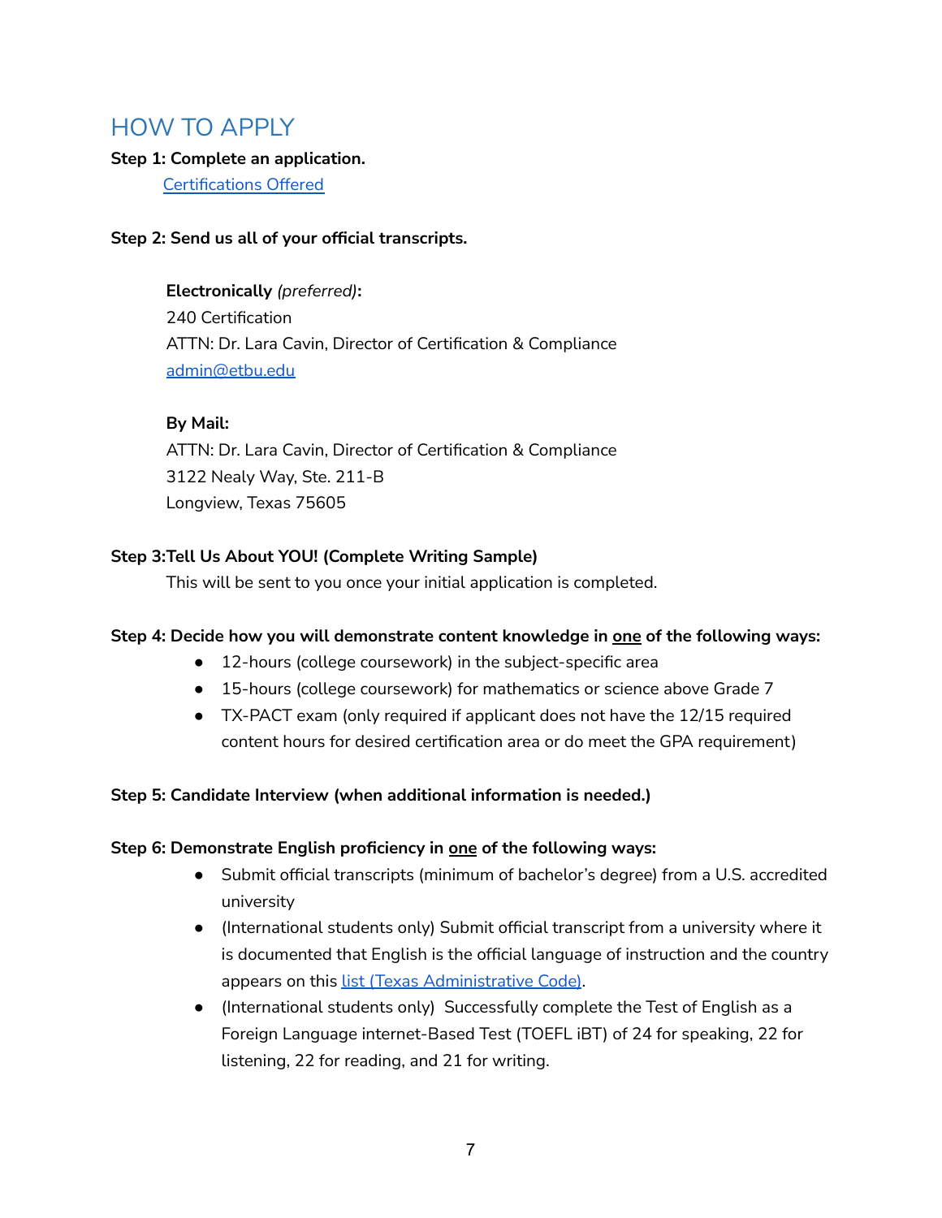# HOW TO APPLY

**Step 1: Complete an application.**

[Certifications Offered]

**Step 2: Send us all of your official transcripts.**

**Electronically** *(preferred)***:**
240 Certification
ATTN: Dr. Lara Cavin, Director of Certification & Compliance
admin@etbu.edu

**By Mail:**
ATTN: Dr. Lara Cavin, Director of Certification & Compliance
3122 Nealy Way, Ste. 211-B
Longview, Texas 75605

**Step 3:Tell Us About YOU! (Complete Writing Sample)**

This will be sent to you once your initial application is completed.

**Step 4: Decide how you will demonstrate content knowledge in one of the following ways:**

- 12-hours (college coursework) in the subject-specific area
- 15-hours (college coursework) for mathematics or science above Grade 7
- TX-PACT exam (only required if applicant does not have the 12/15 required content hours for desired certification area or do meet the GPA requirement)

**Step 5: Candidate Interview (when additional information is needed.)**

**Step 6: Demonstrate English proficiency in one of the following ways:**

- Submit official transcripts (minimum of bachelor's degree) from a U.S. accredited university
- (International students only) Submit official transcript from a university where it is documented that English is the official language of instruction and the country appears on this list (Texas Administrative Code).
- (International students only) Successfully complete the Test of English as a Foreign Language internet-Based Test (TOEFL iBT) of 24 for speaking, 22 for listening, 22 for reading, and 21 for writing.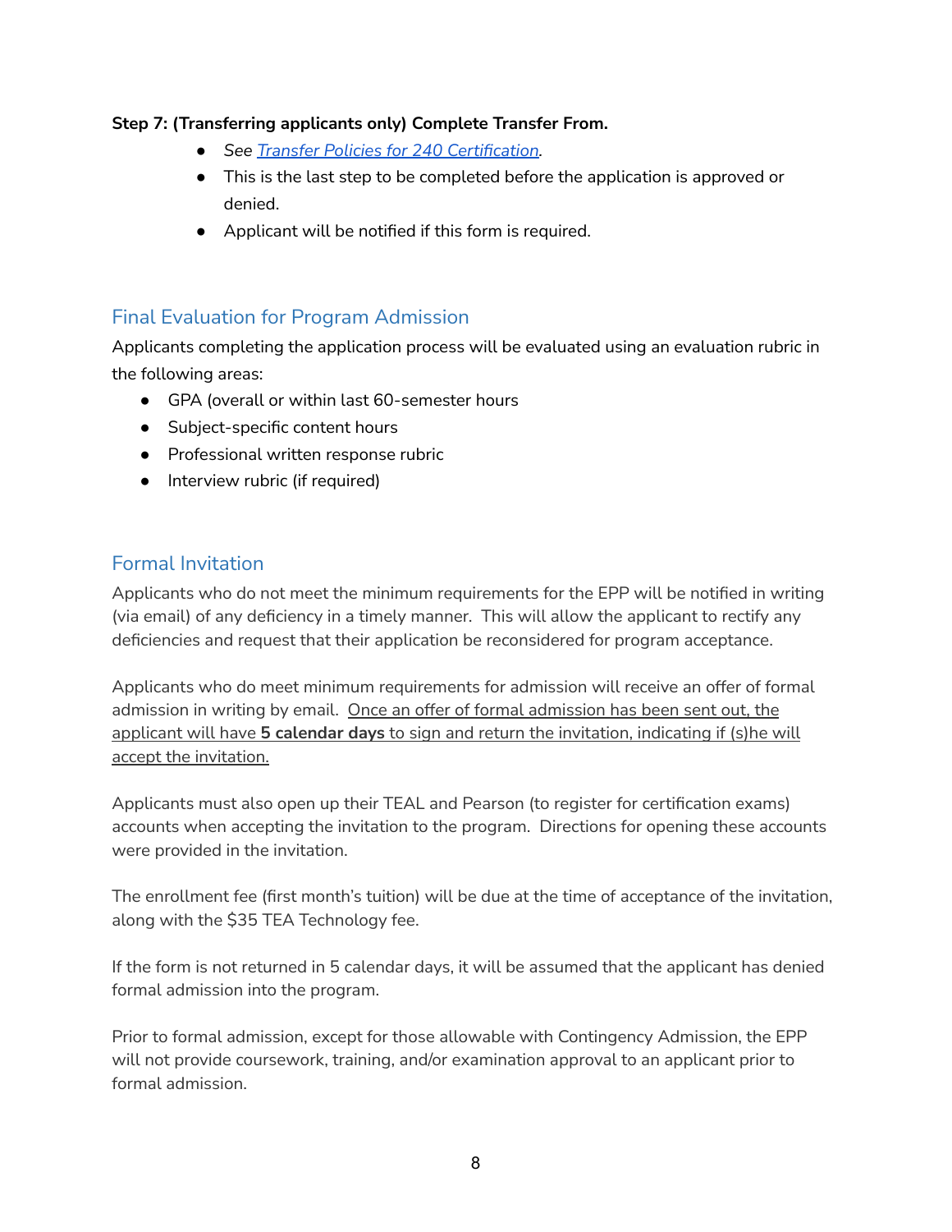**Step 7: (Transferring applicants only) Complete Transfer From.**

- *See [Transfer Policies for 240 Certification](#).*
- This is the last step to be completed before the application is approved or denied.
- Applicant will be notified if this form is required.

## Final Evaluation for Program Admission

Applicants completing the application process will be evaluated using an evaluation rubric in the following areas:

- GPA (overall or within last 60-semester hours
- Subject-specific content hours
- Professional written response rubric
- Interview rubric (if required)

## Formal Invitation

Applicants who do not meet the minimum requirements for the EPP will be notified in writing (via email) of any deficiency in a timely manner. This will allow the applicant to rectify any deficiencies and request that their application be reconsidered for program acceptance.

Applicants who do meet minimum requirements for admission will receive an offer of formal admission in writing by email. Once an offer of formal admission has been sent out, the applicant will have **5 calendar days** to sign and return the invitation, indicating if (s)he will accept the invitation.

Applicants must also open up their TEAL and Pearson (to register for certification exams) accounts when accepting the invitation to the program. Directions for opening these accounts were provided in the invitation.

The enrollment fee (first month's tuition) will be due at the time of acceptance of the invitation, along with the $35 TEA Technology fee.

If the form is not returned in 5 calendar days, it will be assumed that the applicant has denied formal admission into the program.

Prior to formal admission, except for those allowable with Contingency Admission, the EPP will not provide coursework, training, and/or examination approval to an applicant prior to formal admission.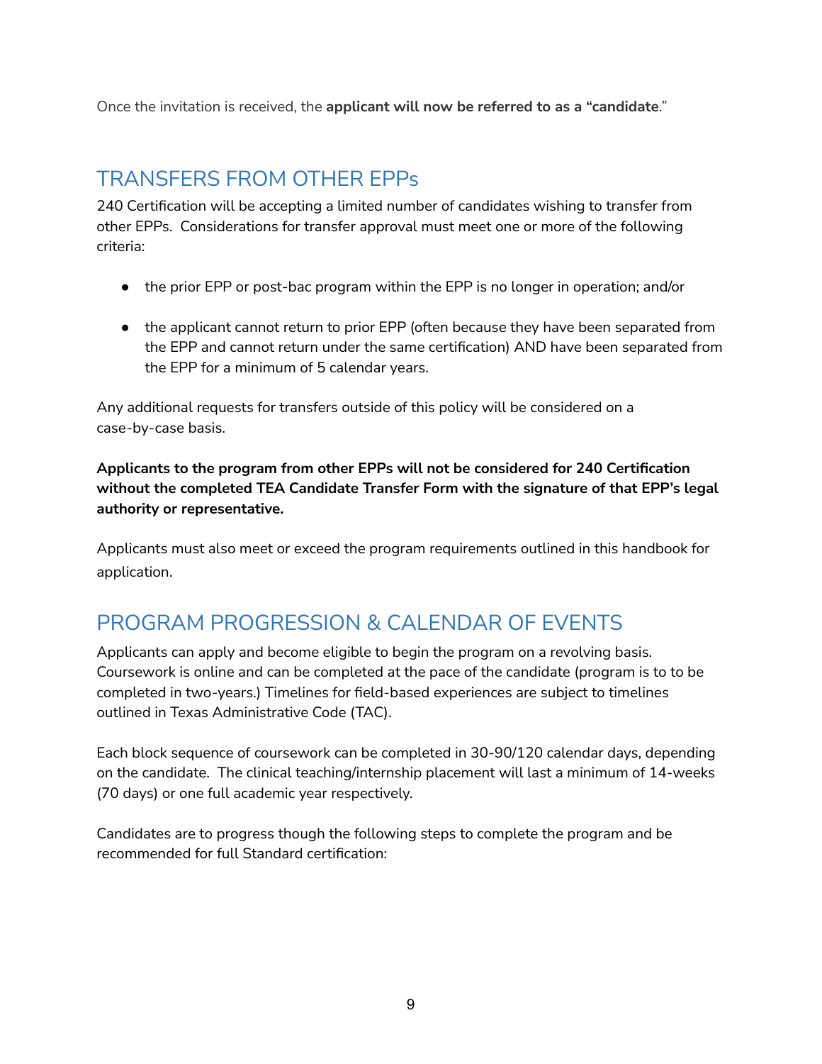Once the invitation is received, the **applicant will now be referred to as a "candidate**."

## TRANSFERS FROM OTHER EPPs

240 Certification will be accepting a limited number of candidates wishing to transfer from other EPPs. Considerations for transfer approval must meet one or more of the following criteria:

- the prior EPP or post-bac program within the EPP is no longer in operation; and/or
- the applicant cannot return to prior EPP (often because they have been separated from the EPP and cannot return under the same certification) AND have been separated from the EPP for a minimum of 5 calendar years.

Any additional requests for transfers outside of this policy will be considered on a case-by-case basis.

**Applicants to the program from other EPPs will not be considered for 240 Certification without the completed TEA Candidate Transfer Form with the signature of that EPP's legal authority or representative.**

Applicants must also meet or exceed the program requirements outlined in this handbook for application.

## PROGRAM PROGRESSION & CALENDAR OF EVENTS

Applicants can apply and become eligible to begin the program on a revolving basis. Coursework is online and can be completed at the pace of the candidate (program is to to be completed in two-years.) Timelines for field-based experiences are subject to timelines outlined in Texas Administrative Code (TAC).

Each block sequence of coursework can be completed in 30-90/120 calendar days, depending on the candidate. The clinical teaching/internship placement will last a minimum of 14-weeks (70 days) or one full academic year respectively.

Candidates are to progress though the following steps to complete the program and be recommended for full Standard certification: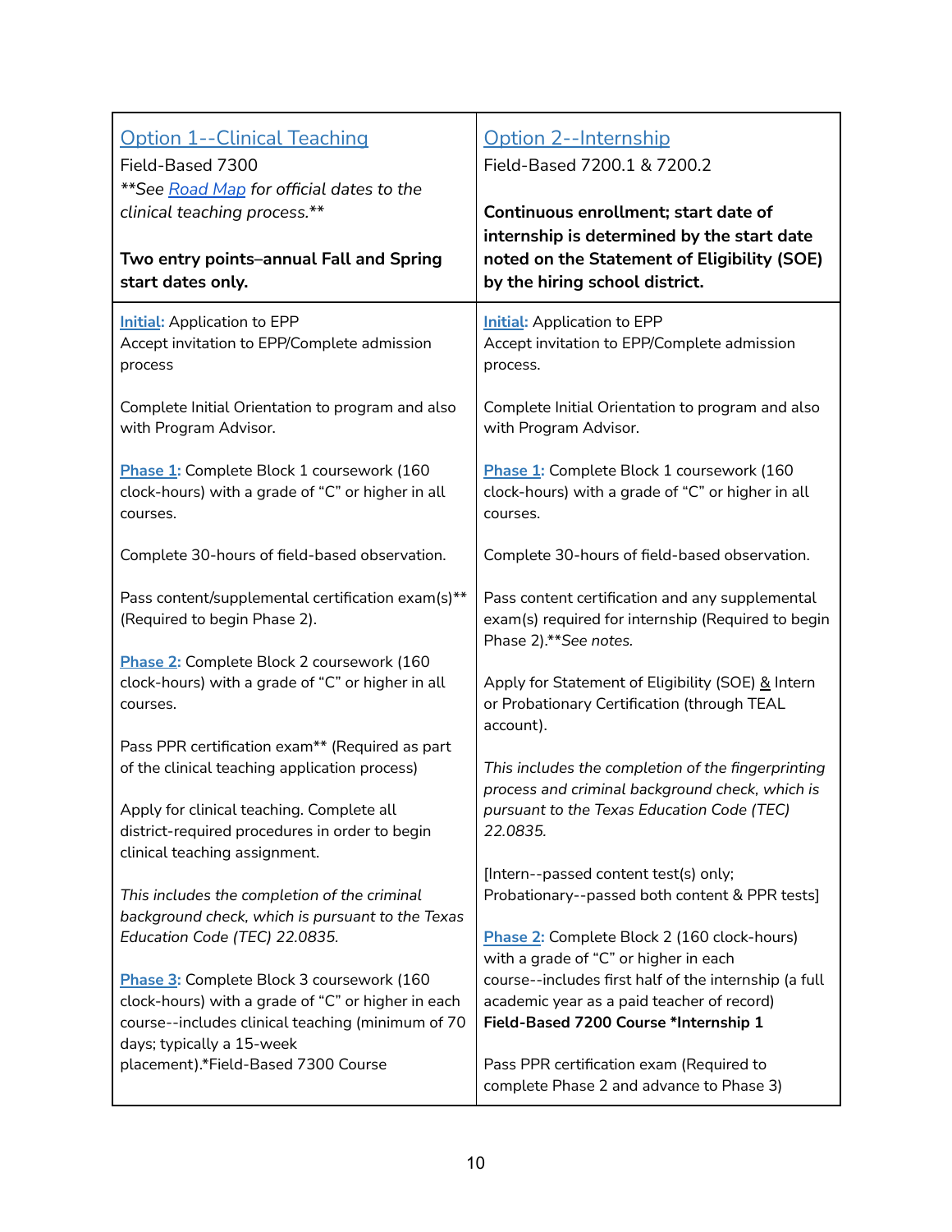| Option 1--Clinical Teaching<br>Field-Based 7300<br>***See Road Map for official dates to the clinical teaching process.***<br><br>**Two entry points–annual Fall and Spring start dates only.** | Option 2--Internship<br>Field-Based 7200.1 & 7200.2<br><br>**Continuous enrollment; start date of internship is determined by the start date noted on the Statement of Eligibility (SOE) by the hiring school district.** |
|---|---|
| **Initial:** Application to EPP<br>Accept invitation to EPP/Complete admission process<br><br>Complete Initial Orientation to program and also with Program Advisor.<br><br>**Phase 1:** Complete Block 1 coursework (160 clock-hours) with a grade of "C" or higher in all courses.<br><br>Complete 30-hours of field-based observation.<br><br>Pass content/supplemental certification exam(s)** (Required to begin Phase 2).<br><br>**Phase 2:** Complete Block 2 coursework (160 clock-hours) with a grade of "C" or higher in all courses.<br><br>Pass PPR certification exam** (Required as part of the clinical teaching application process)<br><br>Apply for clinical teaching. Complete all district-required procedures in order to begin clinical teaching assignment.<br><br>*This includes the completion of the criminal background check, which is pursuant to the Texas Education Code (TEC) 22.0835.*<br><br>**Phase 3:** Complete Block 3 coursework (160 clock-hours) with a grade of "C" or higher in each course--includes clinical teaching (minimum of 70 days; typically a 15-week placement).*Field-Based 7300 Course | **Initial:** Application to EPP<br>Accept invitation to EPP/Complete admission process.<br><br>Complete Initial Orientation to program and also with Program Advisor.<br><br>**Phase 1:** Complete Block 1 coursework (160 clock-hours) with a grade of "C" or higher in all courses.<br><br>Complete 30-hours of field-based observation.<br><br>Pass content certification and any supplemental exam(s) required for internship (Required to begin Phase 2).***See notes.*<br><br>Apply for Statement of Eligibility (SOE) & Intern or Probationary Certification (through TEAL account).<br><br>*This includes the completion of the fingerprinting process and criminal background check, which is pursuant to the Texas Education Code (TEC) 22.0835.*<br><br>[Intern--passed content test(s) only; Probationary--passed both content & PPR tests]<br><br>**Phase 2:** Complete Block 2 (160 clock-hours) with a grade of "C" or higher in each course--includes first half of the internship (a full academic year as a paid teacher of record) **Field-Based 7200 Course *Internship 1**<br><br>Pass PPR certification exam (Required to complete Phase 2 and advance to Phase 3) |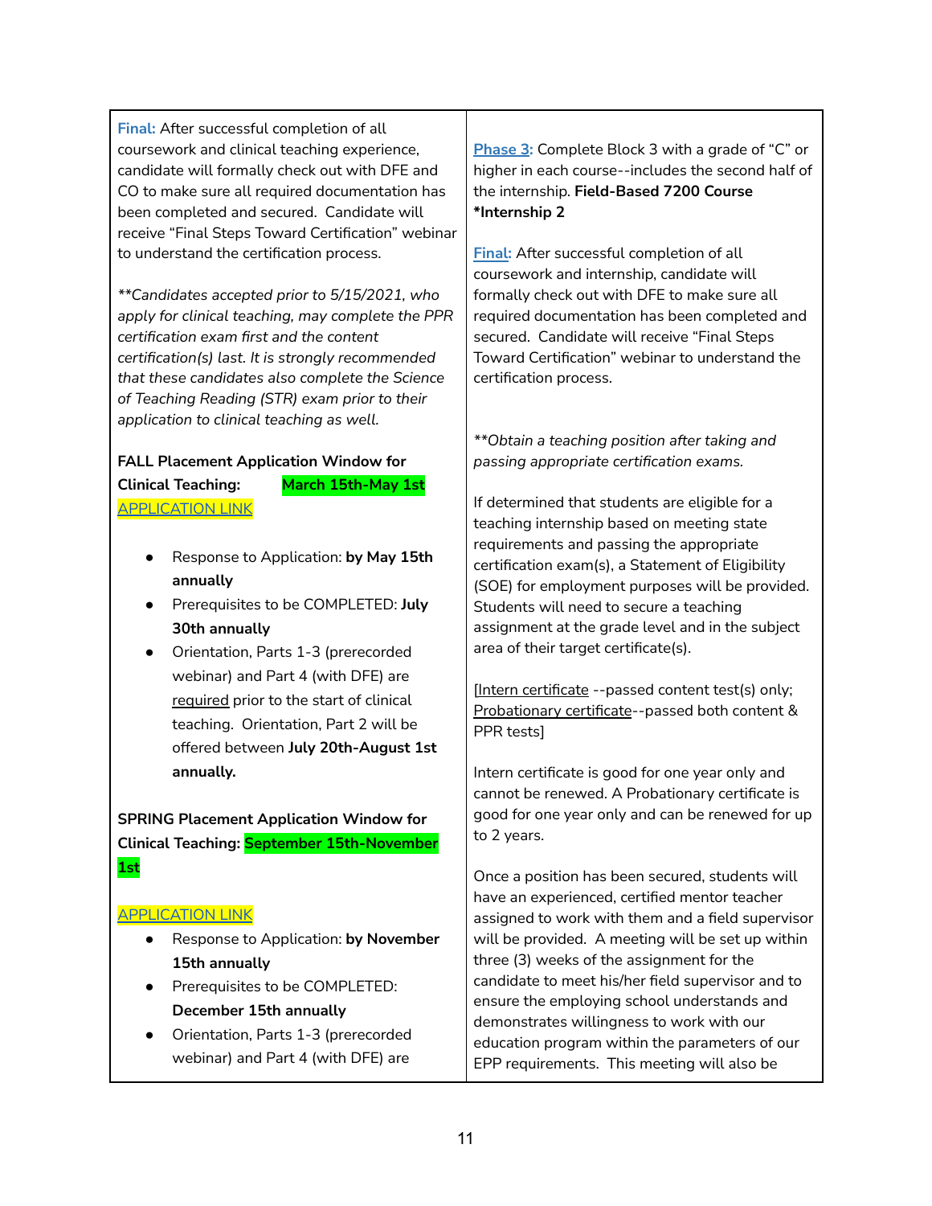| | |
|---|---|
| **Final:** After successful completion of all coursework and clinical teaching experience, candidate will formally check out with DFE and CO to make sure all required documentation has been completed and secured. Candidate will receive "Final Steps Toward Certification" webinar to understand the certification process.<br><br>*\*\*Candidates accepted prior to 5/15/2021, who apply for clinical teaching, may complete the PPR certification exam first and the content certification(s) last. It is strongly recommended that these candidates also complete the Science of Teaching Reading (STR) exam prior to their application to clinical teaching as well.*<br><br>**FALL Placement Application Window for Clinical Teaching: March 15th-May 1st**<br>APPLICATION LINK<br><br>• Response to Application: **by May 15th annually**<br>• Prerequisites to be COMPLETED: **July 30th annually**<br>• Orientation, Parts 1-3 (prerecorded webinar) and Part 4 (with DFE) are required prior to the start of clinical teaching. Orientation, Part 2 will be offered between **July 20th-August 1st annually.**<br><br>**SPRING Placement Application Window for Clinical Teaching: September 15th-November 1st**<br><br>APPLICATION LINK<br>• Response to Application: **by November 15th annually**<br>• Prerequisites to be COMPLETED: **December 15th annually**<br>• Orientation, Parts 1-3 (prerecorded webinar) and Part 4 (with DFE) are | **Phase 3:** Complete Block 3 with a grade of "C" or higher in each course--includes the second half of the internship. **Field-Based 7200 Course \*Internship 2**<br><br>**Final:** After successful completion of all coursework and internship, candidate will formally check out with DFE to make sure all required documentation has been completed and secured. Candidate will receive "Final Steps Toward Certification" webinar to understand the certification process.<br><br>*\*\*Obtain a teaching position after taking and passing appropriate certification exams.*<br><br>If determined that students are eligible for a teaching internship based on meeting state requirements and passing the appropriate certification exam(s), a Statement of Eligibility (SOE) for employment purposes will be provided. Students will need to secure a teaching assignment at the grade level and in the subject area of their target certificate(s).<br><br>[Intern certificate --passed content test(s) only; Probationary certificate--passed both content & PPR tests]<br><br>Intern certificate is good for one year only and cannot be renewed. A Probationary certificate is good for one year only and can be renewed for up to 2 years.<br><br>Once a position has been secured, students will have an experienced, certified mentor teacher assigned to work with them and a field supervisor will be provided. A meeting will be set up within three (3) weeks of the assignment for the candidate to meet his/her field supervisor and to ensure the employing school understands and demonstrates willingness to work with our education program within the parameters of our EPP requirements. This meeting will also be |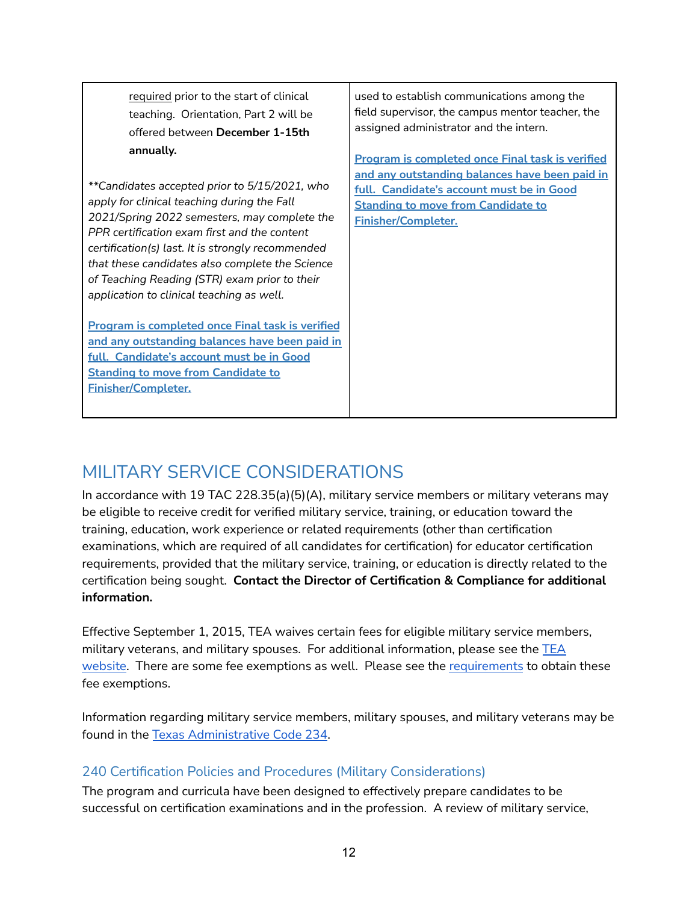| | |
|---|---|
| required prior to the start of clinical teaching. Orientation, Part 2 will be offered between **December 1-15th annually.**<br><br>*\*\*Candidates accepted prior to 5/15/2021, who apply for clinical teaching during the Fall 2021/Spring 2022 semesters, may complete the PPR certification exam first and the content certification(s) last. It is strongly recommended that these candidates also complete the Science of Teaching Reading (STR) exam prior to their application to clinical teaching as well.*<br><br>**Program is completed once Final task is verified and any outstanding balances have been paid in full. Candidate's account must be in Good Standing to move from Candidate to Finisher/Completer.** | used to establish communications among the field supervisor, the campus mentor teacher, the assigned administrator and the intern.<br><br>**Program is completed once Final task is verified and any outstanding balances have been paid in full. Candidate's account must be in Good Standing to move from Candidate to Finisher/Completer.** |

## MILITARY SERVICE CONSIDERATIONS

In accordance with 19 TAC 228.35(a)(5)(A), military service members or military veterans may be eligible to receive credit for verified military service, training, or education toward the training, education, work experience or related requirements (other than certification examinations, which are required of all candidates for certification) for educator certification requirements, provided that the military service, training, or education is directly related to the certification being sought. **Contact the Director of Certification & Compliance for additional information.**

Effective September 1, 2015, TEA waives certain fees for eligible military service members, military veterans, and military spouses. For additional information, please see the TEA website. There are some fee exemptions as well. Please see the requirements to obtain these fee exemptions.

Information regarding military service members, military spouses, and military veterans may be found in the Texas Administrative Code 234.

### 240 Certification Policies and Procedures (Military Considerations)

The program and curricula have been designed to effectively prepare candidates to be successful on certification examinations and in the profession. A review of military service,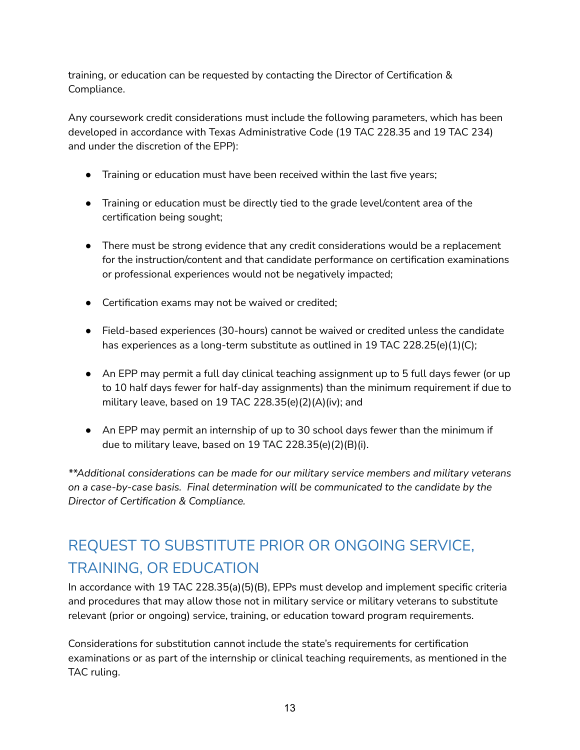training, or education can be requested by contacting the Director of Certification & Compliance.

Any coursework credit considerations must include the following parameters, which has been developed in accordance with Texas Administrative Code (19 TAC 228.35 and 19 TAC 234) and under the discretion of the EPP):

- Training or education must have been received within the last five years;
- Training or education must be directly tied to the grade level/content area of the certification being sought;
- There must be strong evidence that any credit considerations would be a replacement for the instruction/content and that candidate performance on certification examinations or professional experiences would not be negatively impacted;
- Certification exams may not be waived or credited;
- Field-based experiences (30-hours) cannot be waived or credited unless the candidate has experiences as a long-term substitute as outlined in 19 TAC 228.25(e)(1)(C);
- An EPP may permit a full day clinical teaching assignment up to 5 full days fewer (or up to 10 half days fewer for half-day assignments) than the minimum requirement if due to military leave, based on 19 TAC 228.35(e)(2)(A)(iv); and
- An EPP may permit an internship of up to 30 school days fewer than the minimum if due to military leave, based on 19 TAC 228.35(e)(2)(B)(i).

*\*\*Additional considerations can be made for our military service members and military veterans on a case-by-case basis. Final determination will be communicated to the candidate by the Director of Certification & Compliance.*

## REQUEST TO SUBSTITUTE PRIOR OR ONGOING SERVICE, TRAINING, OR EDUCATION

In accordance with 19 TAC 228.35(a)(5)(B), EPPs must develop and implement specific criteria and procedures that may allow those not in military service or military veterans to substitute relevant (prior or ongoing) service, training, or education toward program requirements.

Considerations for substitution cannot include the state's requirements for certification examinations or as part of the internship or clinical teaching requirements, as mentioned in the TAC ruling.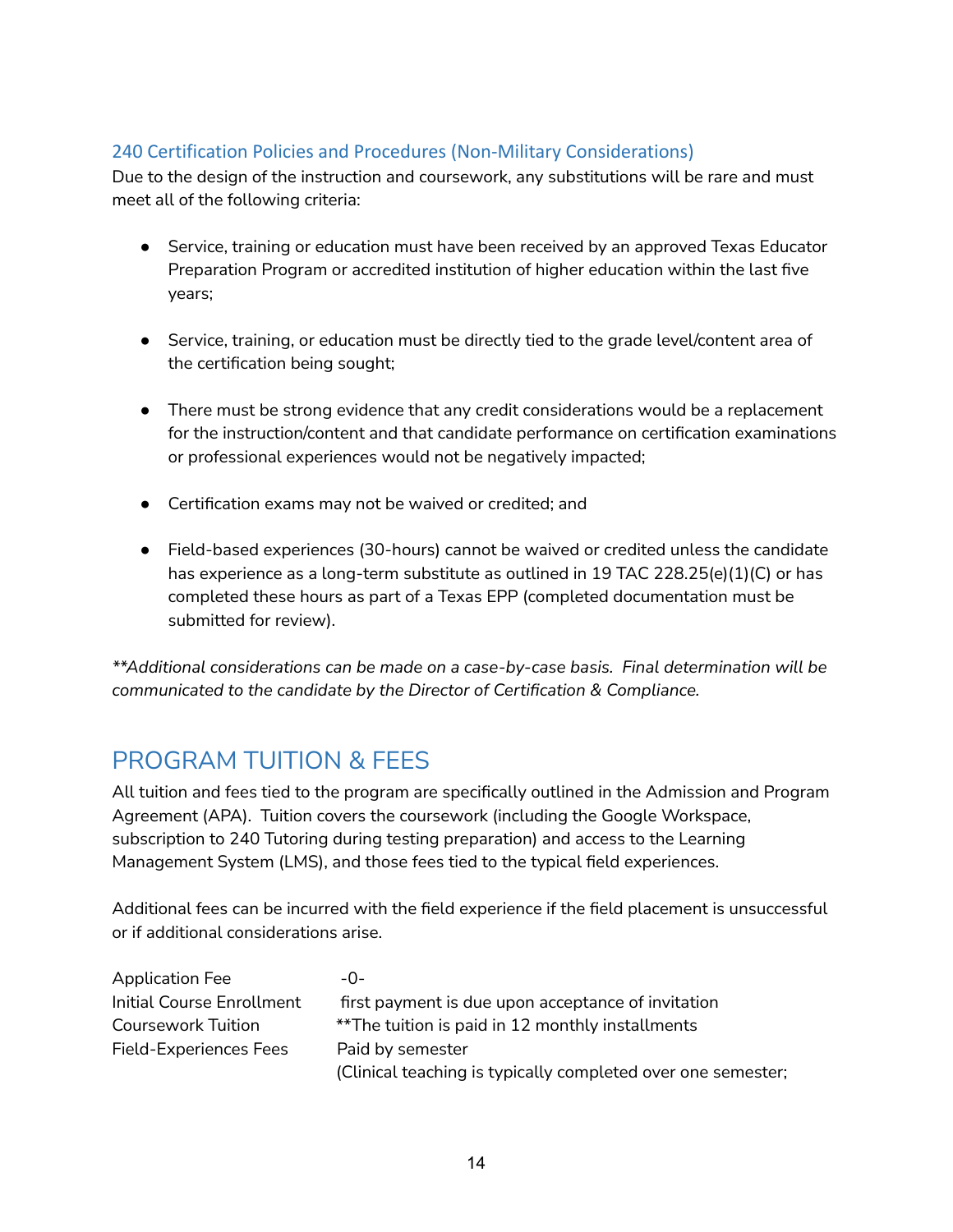### 240 Certification Policies and Procedures (Non-Military Considerations)

Due to the design of the instruction and coursework, any substitutions will be rare and must meet all of the following criteria:

- Service, training or education must have been received by an approved Texas Educator Preparation Program or accredited institution of higher education within the last five years;
- Service, training, or education must be directly tied to the grade level/content area of the certification being sought;
- There must be strong evidence that any credit considerations would be a replacement for the instruction/content and that candidate performance on certification examinations or professional experiences would not be negatively impacted;
- Certification exams may not be waived or credited; and
- Field-based experiences (30-hours) cannot be waived or credited unless the candidate has experience as a long-term substitute as outlined in 19 TAC 228.25(e)(1)(C) or has completed these hours as part of a Texas EPP (completed documentation must be submitted for review).

*\*\*Additional considerations can be made on a case-by-case basis. Final determination will be communicated to the candidate by the Director of Certification & Compliance.*

## PROGRAM TUITION & FEES

All tuition and fees tied to the program are specifically outlined in the Admission and Program Agreement (APA). Tuition covers the coursework (including the Google Workspace, subscription to 240 Tutoring during testing preparation) and access to the Learning Management System (LMS), and those fees tied to the typical field experiences.

Additional fees can be incurred with the field experience if the field placement is unsuccessful or if additional considerations arise.

| | |
|---|---|
| Application Fee | -0- |
| Initial Course Enrollment | first payment is due upon acceptance of invitation |
| Coursework Tuition | **The tuition is paid in 12 monthly installments |
| Field-Experiences Fees | Paid by semester<br>(Clinical teaching is typically completed over one semester; |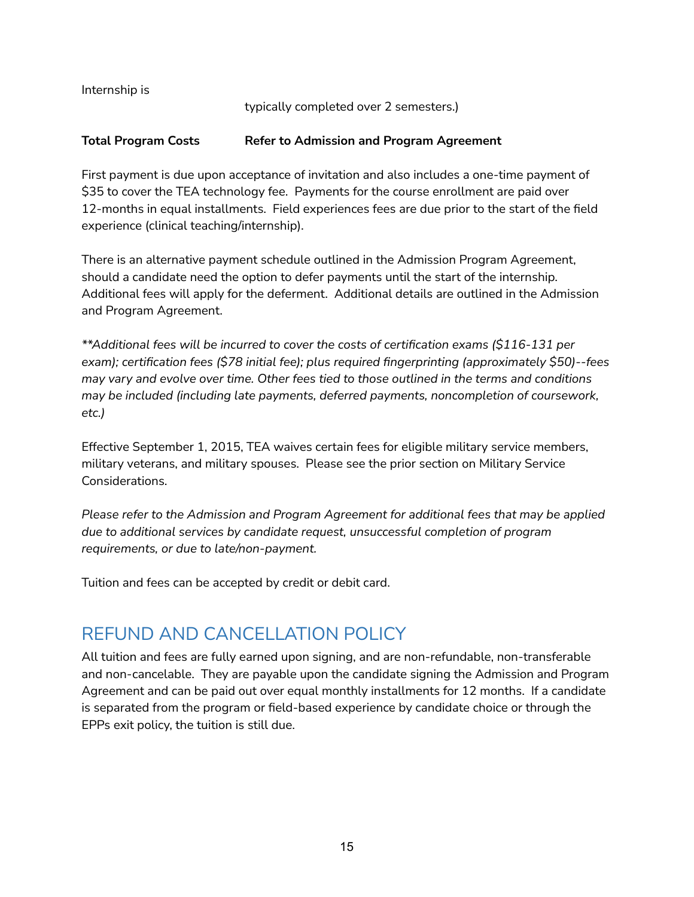Internship is typically completed over 2 semesters.)

| **Total Program Costs** | **Refer to Admission and Program Agreement** |
| --- | --- |

First payment is due upon acceptance of invitation and also includes a one-time payment of $35 to cover the TEA technology fee. Payments for the course enrollment are paid over 12-months in equal installments. Field experiences fees are due prior to the start of the field experience (clinical teaching/internship).

There is an alternative payment schedule outlined in the Admission Program Agreement, should a candidate need the option to defer payments until the start of the internship. Additional fees will apply for the deferment. Additional details are outlined in the Admission and Program Agreement.

*\*\*Additional fees will be incurred to cover the costs of certification exams ($116-131 per exam); certification fees ($78 initial fee); plus required fingerprinting (approximately $50)--fees may vary and evolve over time. Other fees tied to those outlined in the terms and conditions may be included (including late payments, deferred payments, noncompletion of coursework, etc.)*

Effective September 1, 2015, TEA waives certain fees for eligible military service members, military veterans, and military spouses. Please see the prior section on Military Service Considerations.

*Please refer to the Admission and Program Agreement for additional fees that may be applied due to additional services by candidate request, unsuccessful completion of program requirements, or due to late/non-payment.*

Tuition and fees can be accepted by credit or debit card.

## REFUND AND CANCELLATION POLICY

All tuition and fees are fully earned upon signing, and are non-refundable, non-transferable and non-cancelable. They are payable upon the candidate signing the Admission and Program Agreement and can be paid out over equal monthly installments for 12 months. If a candidate is separated from the program or field-based experience by candidate choice or through the EPPs exit policy, the tuition is still due.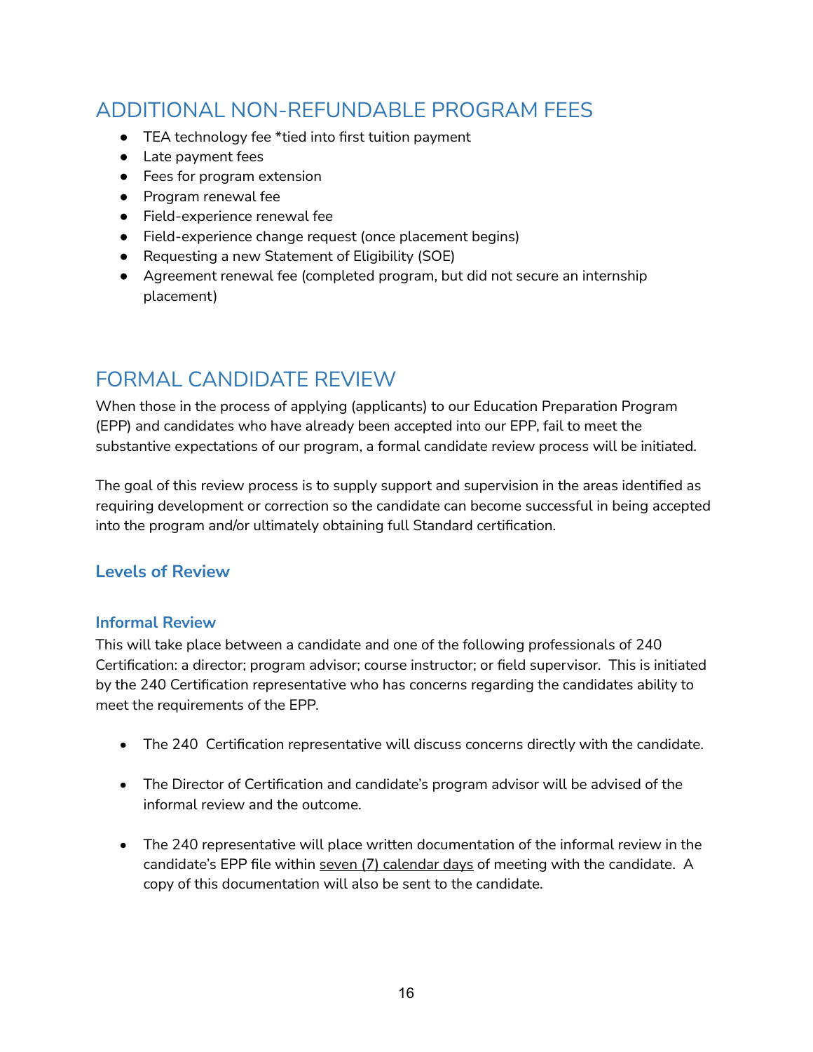## ADDITIONAL NON-REFUNDABLE PROGRAM FEES

- TEA technology fee *tied into first tuition payment
- Late payment fees
- Fees for program extension
- Program renewal fee
- Field-experience renewal fee
- Field-experience change request (once placement begins)
- Requesting a new Statement of Eligibility (SOE)
- Agreement renewal fee (completed program, but did not secure an internship placement)

## FORMAL CANDIDATE REVIEW

When those in the process of applying (applicants) to our Education Preparation Program (EPP) and candidates who have already been accepted into our EPP, fail to meet the substantive expectations of our program, a formal candidate review process will be initiated.

The goal of this review process is to supply support and supervision in the areas identified as requiring development or correction so the candidate can become successful in being accepted into the program and/or ultimately obtaining full Standard certification.

### Levels of Review

#### Informal Review

This will take place between a candidate and one of the following professionals of 240 Certification: a director; program advisor; course instructor; or field supervisor. This is initiated by the 240 Certification representative who has concerns regarding the candidates ability to meet the requirements of the EPP.

- The 240 Certification representative will discuss concerns directly with the candidate.
- The Director of Certification and candidate's program advisor will be advised of the informal review and the outcome.
- The 240 representative will place written documentation of the informal review in the candidate's EPP file within seven (7) calendar days of meeting with the candidate. A copy of this documentation will also be sent to the candidate.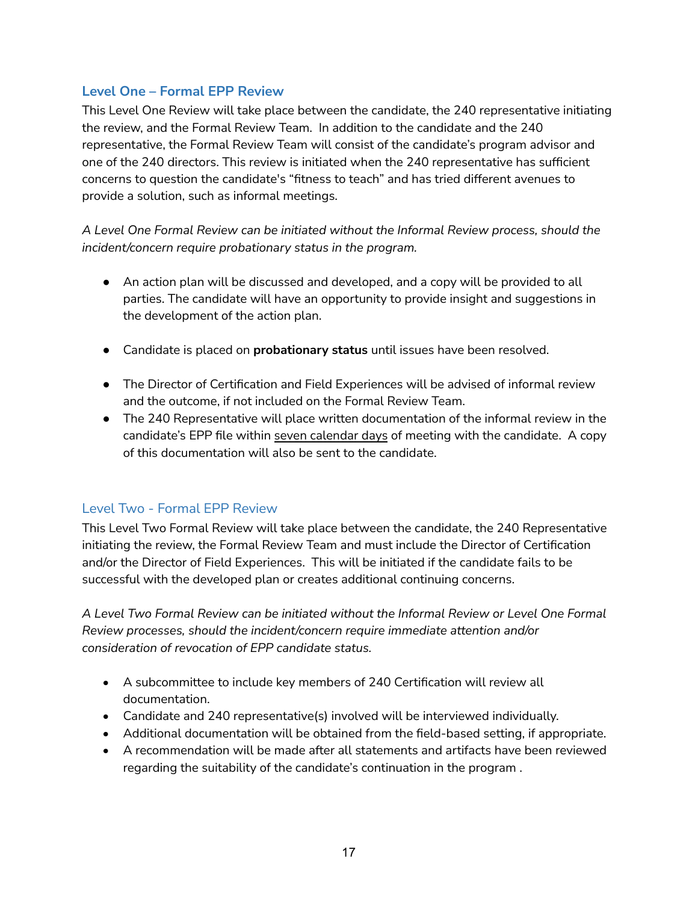### Level One – Formal EPP Review

This Level One Review will take place between the candidate, the 240 representative initiating the review, and the Formal Review Team. In addition to the candidate and the 240 representative, the Formal Review Team will consist of the candidate's program advisor and one of the 240 directors. This review is initiated when the 240 representative has sufficient concerns to question the candidate's "fitness to teach" and has tried different avenues to provide a solution, such as informal meetings.

*A Level One Formal Review can be initiated without the Informal Review process, should the incident/concern require probationary status in the program.*

- An action plan will be discussed and developed, and a copy will be provided to all parties. The candidate will have an opportunity to provide insight and suggestions in the development of the action plan.
- Candidate is placed on **probationary status** until issues have been resolved.
- The Director of Certification and Field Experiences will be advised of informal review and the outcome, if not included on the Formal Review Team.
- The 240 Representative will place written documentation of the informal review in the candidate's EPP file within seven calendar days of meeting with the candidate. A copy of this documentation will also be sent to the candidate.

### Level Two - Formal EPP Review

This Level Two Formal Review will take place between the candidate, the 240 Representative initiating the review, the Formal Review Team and must include the Director of Certification and/or the Director of Field Experiences. This will be initiated if the candidate fails to be successful with the developed plan or creates additional continuing concerns.

*A Level Two Formal Review can be initiated without the Informal Review or Level One Formal Review processes, should the incident/concern require immediate attention and/or consideration of revocation of EPP candidate status.*

- A subcommittee to include key members of 240 Certification will review all documentation.
- Candidate and 240 representative(s) involved will be interviewed individually.
- Additional documentation will be obtained from the field-based setting, if appropriate.
- A recommendation will be made after all statements and artifacts have been reviewed regarding the suitability of the candidate's continuation in the program .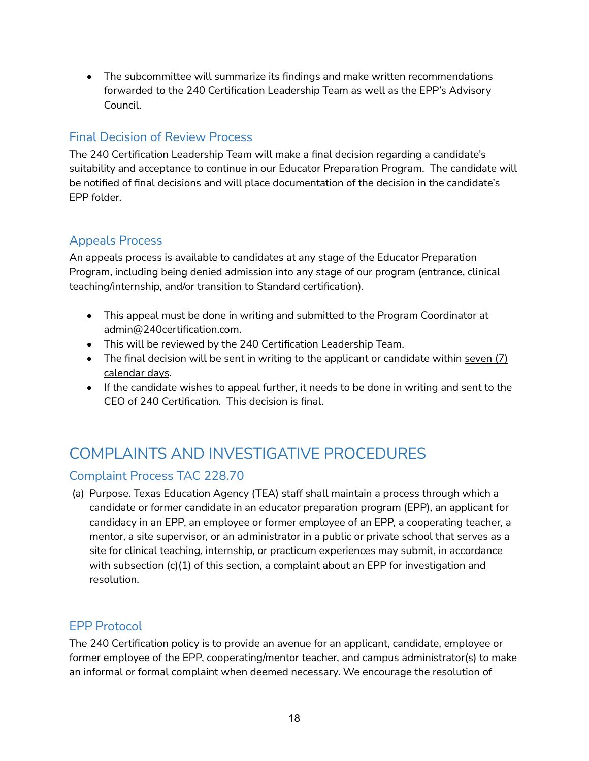- The subcommittee will summarize its findings and make written recommendations forwarded to the 240 Certification Leadership Team as well as the EPP's Advisory Council.

### Final Decision of Review Process

The 240 Certification Leadership Team will make a final decision regarding a candidate's suitability and acceptance to continue in our Educator Preparation Program. The candidate will be notified of final decisions and will place documentation of the decision in the candidate's EPP folder.

### Appeals Process

An appeals process is available to candidates at any stage of the Educator Preparation Program, including being denied admission into any stage of our program (entrance, clinical teaching/internship, and/or transition to Standard certification).

- This appeal must be done in writing and submitted to the Program Coordinator at admin@240certification.com.
- This will be reviewed by the 240 Certification Leadership Team.
- The final decision will be sent in writing to the applicant or candidate within seven (7) calendar days.
- If the candidate wishes to appeal further, it needs to be done in writing and sent to the CEO of 240 Certification. This decision is final.

## COMPLAINTS AND INVESTIGATIVE PROCEDURES

### Complaint Process TAC 228.70

(a) Purpose. Texas Education Agency (TEA) staff shall maintain a process through which a candidate or former candidate in an educator preparation program (EPP), an applicant for candidacy in an EPP, an employee or former employee of an EPP, a cooperating teacher, a mentor, a site supervisor, or an administrator in a public or private school that serves as a site for clinical teaching, internship, or practicum experiences may submit, in accordance with subsection (c)(1) of this section, a complaint about an EPP for investigation and resolution.

### EPP Protocol

The 240 Certification policy is to provide an avenue for an applicant, candidate, employee or former employee of the EPP, cooperating/mentor teacher, and campus administrator(s) to make an informal or formal complaint when deemed necessary. We encourage the resolution of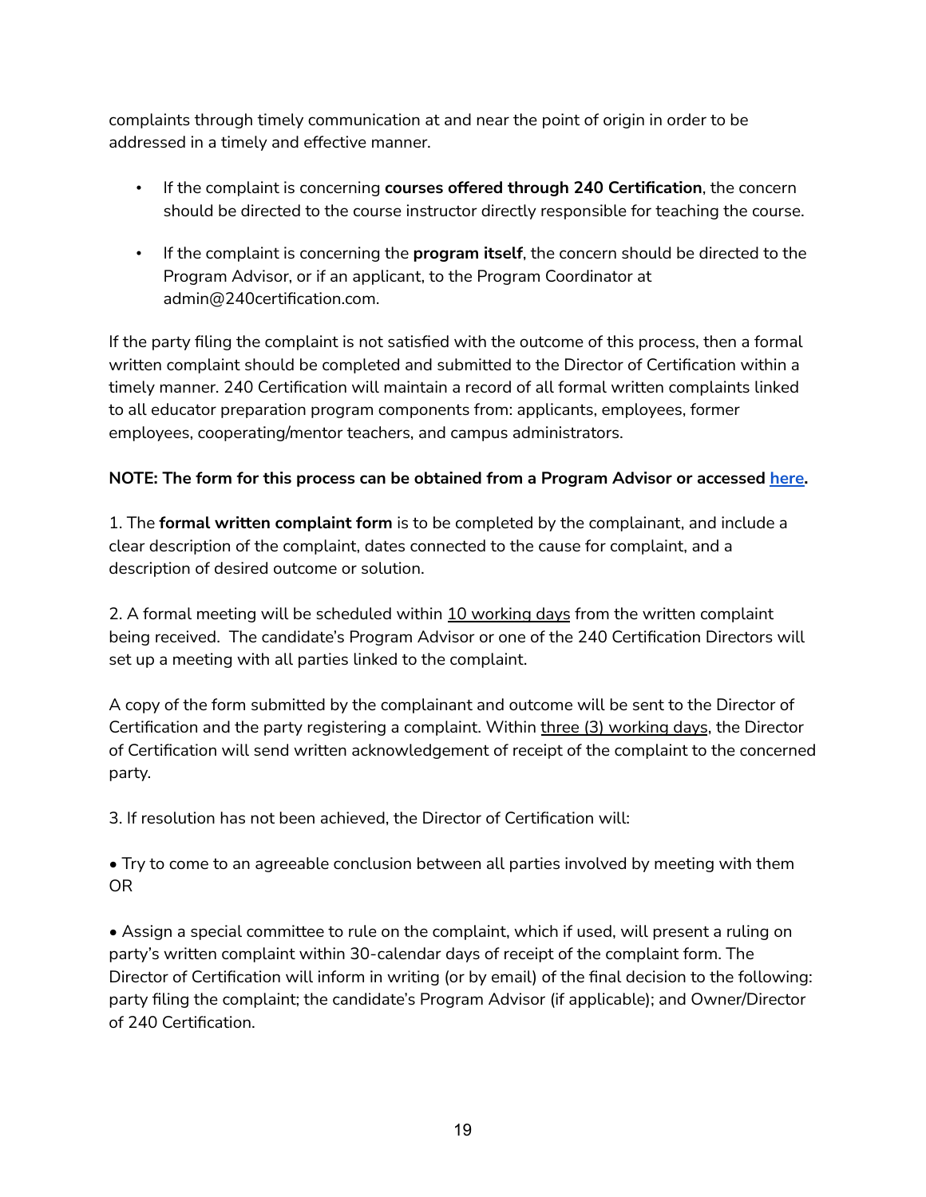complaints through timely communication at and near the point of origin in order to be addressed in a timely and effective manner.

- If the complaint is concerning **courses offered through 240 Certification**, the concern should be directed to the course instructor directly responsible for teaching the course.
- If the complaint is concerning the **program itself**, the concern should be directed to the Program Advisor, or if an applicant, to the Program Coordinator at admin@240certification.com.

If the party filing the complaint is not satisfied with the outcome of this process, then a formal written complaint should be completed and submitted to the Director of Certification within a timely manner. 240 Certification will maintain a record of all formal written complaints linked to all educator preparation program components from: applicants, employees, former employees, cooperating/mentor teachers, and campus administrators.

**NOTE: The form for this process can be obtained from a Program Advisor or accessed here.**

1. The **formal written complaint form** is to be completed by the complainant, and include a clear description of the complaint, dates connected to the cause for complaint, and a description of desired outcome or solution.

2. A formal meeting will be scheduled within 10 working days from the written complaint being received. The candidate's Program Advisor or one of the 240 Certification Directors will set up a meeting with all parties linked to the complaint.

A copy of the form submitted by the complainant and outcome will be sent to the Director of Certification and the party registering a complaint. Within three (3) working days, the Director of Certification will send written acknowledgement of receipt of the complaint to the concerned party.

3. If resolution has not been achieved, the Director of Certification will:

- Try to come to an agreeable conclusion between all parties involved by meeting with them OR
- Assign a special committee to rule on the complaint, which if used, will present a ruling on party's written complaint within 30-calendar days of receipt of the complaint form. The Director of Certification will inform in writing (or by email) of the final decision to the following: party filing the complaint; the candidate's Program Advisor (if applicable); and Owner/Director of 240 Certification.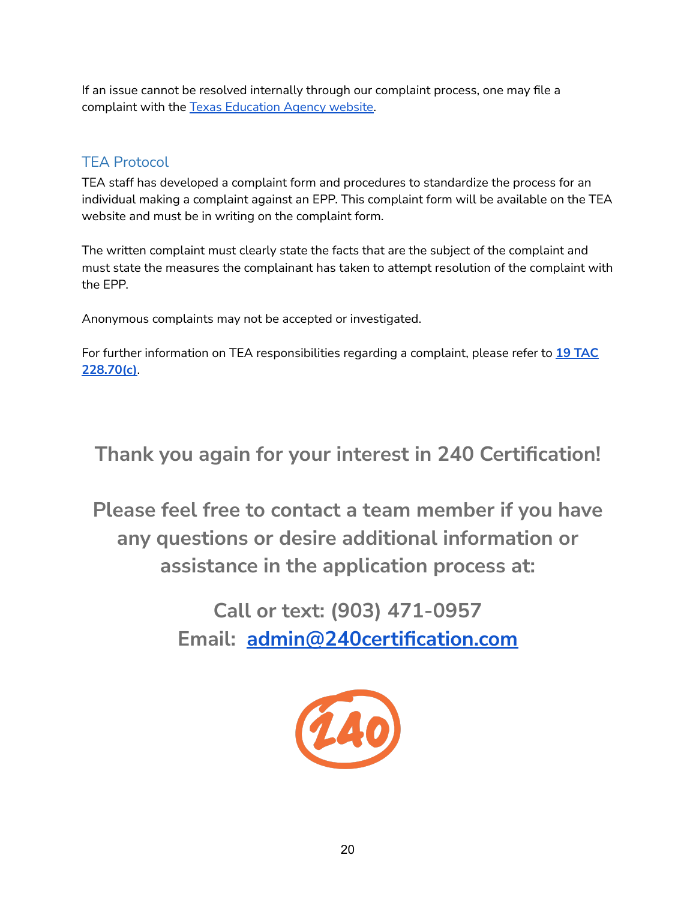If an issue cannot be resolved internally through our complaint process, one may file a complaint with the Texas Education Agency website.

## TEA Protocol

TEA staff has developed a complaint form and procedures to standardize the process for an individual making a complaint against an EPP. This complaint form will be available on the TEA website and must be in writing on the complaint form.

The written complaint must clearly state the facts that are the subject of the complaint and must state the measures the complainant has taken to attempt resolution of the complaint with the EPP.

Anonymous complaints may not be accepted or investigated.

For further information on TEA responsibilities regarding a complaint, please refer to **19 TAC 228.70(c)**.

**Thank you again for your interest in 240 Certification!**

**Please feel free to contact a team member if you have any questions or desire additional information or assistance in the application process at:**

**Call or text: (903) 471-0957**
**Email: admin@240certification.com**